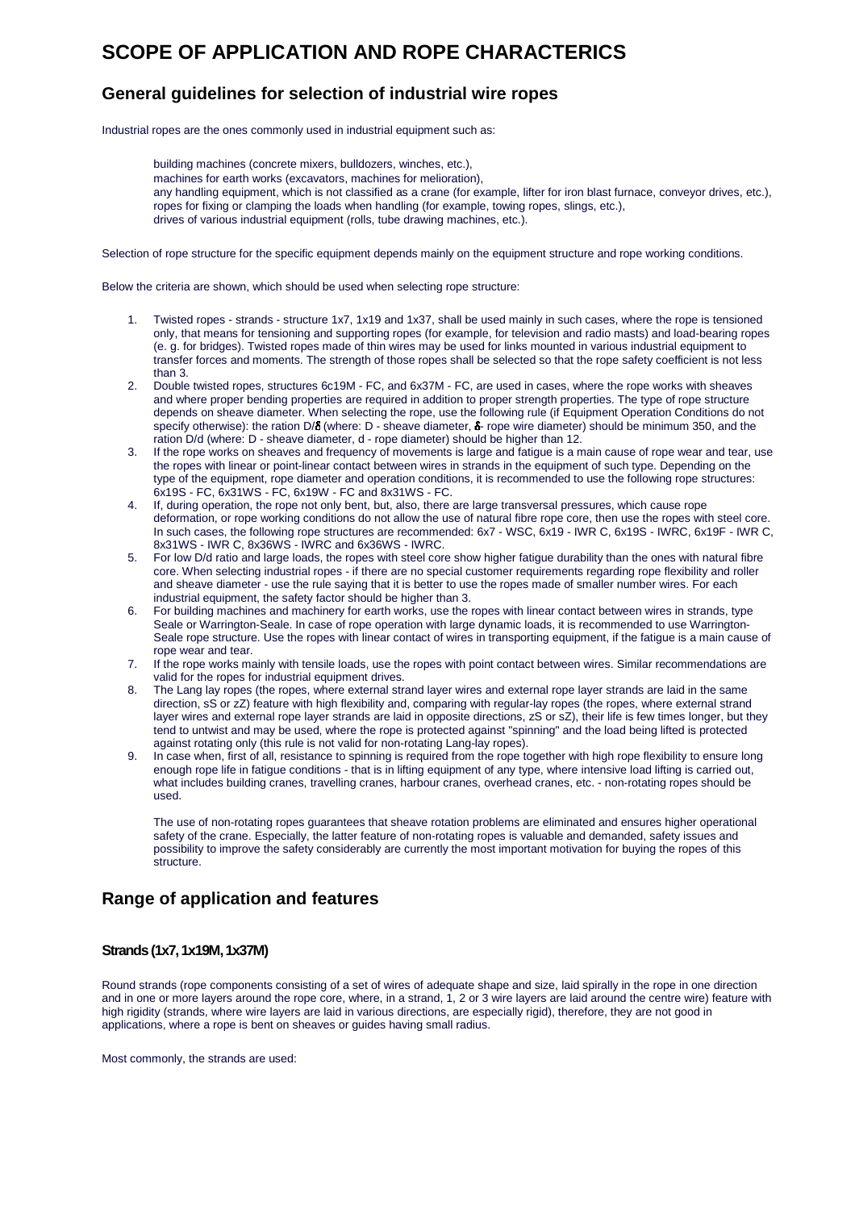# SCOPE OF APPLICATION AND ROPE CHARACTERICS

## General guidelines for selection of industrial wire ropes

Industrial ropes are the ones commonly used in industrial equipment such as:

building machines (concrete mixers, bulldozers, winches, etc.),
machines for earth works (excavators, machines for melioration),
any handling equipment, which is not classified as a crane (for example, lifter for iron blast furnace, conveyor drives, etc.),
ropes for fixing or clamping the loads when handling (for example, towing ropes, slings, etc.),
drives of various industrial equipment (rolls, tube drawing machines, etc.).

Selection of rope structure for the specific equipment depends mainly on the equipment structure and rope working conditions.

Below the criteria are shown, which should be used when selecting rope structure:

1. Twisted ropes - strands - structure 1x7, 1x19 and 1x37, shall be used mainly in such cases, where the rope is tensioned only, that means for tensioning and supporting ropes (for example, for television and radio masts) and load-bearing ropes (e. g. for bridges). Twisted ropes made of thin wires may be used for links mounted in various industrial equipment to transfer forces and moments. The strength of those ropes shall be selected so that the rope safety coefficient is not less than 3.
2. Double twisted ropes, structures 6c19M - FC, and 6x37M - FC, are used in cases, where the rope works with sheaves and where proper bending properties are required in addition to proper strength properties. The type of rope structure depends on sheave diameter. When selecting the rope, use the following rule (if Equipment Operation Conditions do not specify otherwise): the ration $D/\delta$ (where: D - sheave diameter, $\delta$- rope wire diameter) should be minimum 350, and the ration D/d (where: D - sheave diameter, d - rope diameter) should be higher than 12.
3. If the rope works on sheaves and frequency of movements is large and fatigue is a main cause of rope wear and tear, use the ropes with linear or point-linear contact between wires in strands in the equipment of such type. Depending on the type of the equipment, rope diameter and operation conditions, it is recommended to use the following rope structures: 6x19S - FC, 6x31WS - FC, 6x19W - FC and 8x31WS - FC.
4. If, during operation, the rope not only bent, but, also, there are large transversal pressures, which cause rope deformation, or rope working conditions do not allow the use of natural fibre rope core, then use the ropes with steel core. In such cases, the following rope structures are recommended: 6x7 - WSC, 6x19 - IWR C, 6x19S - IWRC, 6x19F - IWR C, 8x31WS - IWR C, 8x36WS - IWRC and 6x36WS - IWRC.
5. For low D/d ratio and large loads, the ropes with steel core show higher fatigue durability than the ones with natural fibre core. When selecting industrial ropes - if there are no special customer requirements regarding rope flexibility and roller and sheave diameter - use the rule saying that it is better to use the ropes made of smaller number wires. For each industrial equipment, the safety factor should be higher than 3.
6. For building machines and machinery for earth works, use the ropes with linear contact between wires in strands, type Seale or Warrington-Seale. In case of rope operation with large dynamic loads, it is recommended to use Warrington-Seale rope structure. Use the ropes with linear contact of wires in transporting equipment, if the fatigue is a main cause of rope wear and tear.
7. If the rope works mainly with tensile loads, use the ropes with point contact between wires. Similar recommendations are valid for the ropes for industrial equipment drives.
8. The Lang lay ropes (the ropes, where external strand layer wires and external rope layer strands are laid in the same direction, sS or zZ) feature with high flexibility and, comparing with regular-lay ropes (the ropes, where external strand layer wires and external rope layer strands are laid in opposite directions, zS or sZ), their life is few times longer, but they tend to untwist and may be used, where the rope is protected against "spinning" and the load being lifted is protected against rotating only (this rule is not valid for non-rotating Lang-lay ropes).
9. In case when, first of all, resistance to spinning is required from the rope together with high rope flexibility to ensure long enough rope life in fatigue conditions - that is in lifting equipment of any type, where intensive load lifting is carried out, what includes building cranes, travelling cranes, harbour cranes, overhead cranes, etc. - non-rotating ropes should be used.

   The use of non-rotating ropes guarantees that sheave rotation problems are eliminated and ensures higher operational safety of the crane. Especially, the latter feature of non-rotating ropes is valuable and demanded, safety issues and possibility to improve the safety considerably are currently the most important motivation for buying the ropes of this structure.

## Range of application and features

### Strands (1x7, 1x19M, 1x37M)

Round strands (rope components consisting of a set of wires of adequate shape and size, laid spirally in the rope in one direction and in one or more layers around the rope core, where, in a strand, 1, 2 or 3 wire layers are laid around the centre wire) feature with high rigidity (strands, where wire layers are laid in various directions, are especially rigid), therefore, they are not good in applications, where a rope is bent on sheaves or guides having small radius.

Most commonly, the strands are used: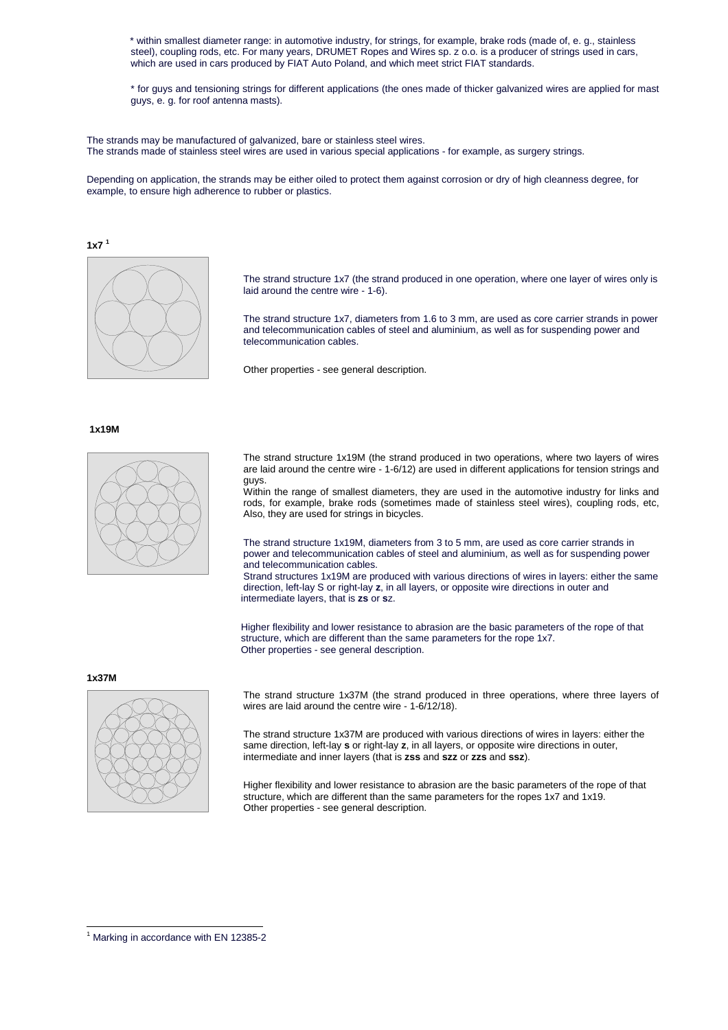* within smallest diameter range: in automotive industry, for strings, for example, brake rods (made of, e. g., stainless steel), coupling rods, etc. For many years, DRUMET Ropes and Wires sp. z o.o. is a producer of strings used in cars, which are used in cars produced by FIAT Auto Poland, and which meet strict FIAT standards.

* for guys and tensioning strings for different applications (the ones made of thicker galvanized wires are applied for mast guys, e. g. for roof antenna masts).

The strands may be manufactured of galvanized, bare or stainless steel wires.
The strands made of stainless steel wires are used in various special applications - for example, as surgery strings.

Depending on application, the strands may be either oiled to protect them against corrosion or dry of high cleanness degree, for example, to ensure high adherence to rubber or plastics.

**1x7** [1]

The strand structure 1x7 (the strand produced in one operation, where one layer of wires only is laid around the centre wire - 1-6).

The strand structure 1x7, diameters from 1.6 to 3 mm, are used as core carrier strands in power and telecommunication cables of steel and aluminium, as well as for suspending power and telecommunication cables.

Other properties - see general description.

**1x19M**

The strand structure 1x19M (the strand produced in two operations, where two layers of wires are laid around the centre wire - 1-6/12) are used in different applications for tension strings and guys.
Within the range of smallest diameters, they are used in the automotive industry for links and rods, for example, brake rods (sometimes made of stainless steel wires), coupling rods, etc, Also, they are used for strings in bicycles.

The strand structure 1x19M, diameters from 3 to 5 mm, are used as core carrier strands in power and telecommunication cables of steel and aluminium, as well as for suspending power and telecommunication cables.
Strand structures 1x19M are produced with various directions of wires in layers: either the same direction, left-lay S or right-lay **z**, in all layers, or opposite wire directions in outer and intermediate layers, that is **zs** or **s**z.

Higher flexibility and lower resistance to abrasion are the basic parameters of the rope of that structure, which are different than the same parameters for the rope 1x7.
Other properties - see general description.

**1x37M**

The strand structure 1x37M (the strand produced in three operations, where three layers of wires are laid around the centre wire - 1-6/12/18).

The strand structure 1x37M are produced with various directions of wires in layers: either the same direction, left-lay **s** or right-lay **z**, in all layers, or opposite wire directions in outer, intermediate and inner layers (that is **zss** and **szz** or **zzs** and **ssz**).

Higher flexibility and lower resistance to abrasion are the basic parameters of the rope of that structure, which are different than the same parameters for the ropes 1x7 and 1x19.
Other properties - see general description.

---

[1] Marking in accordance with EN 12385-2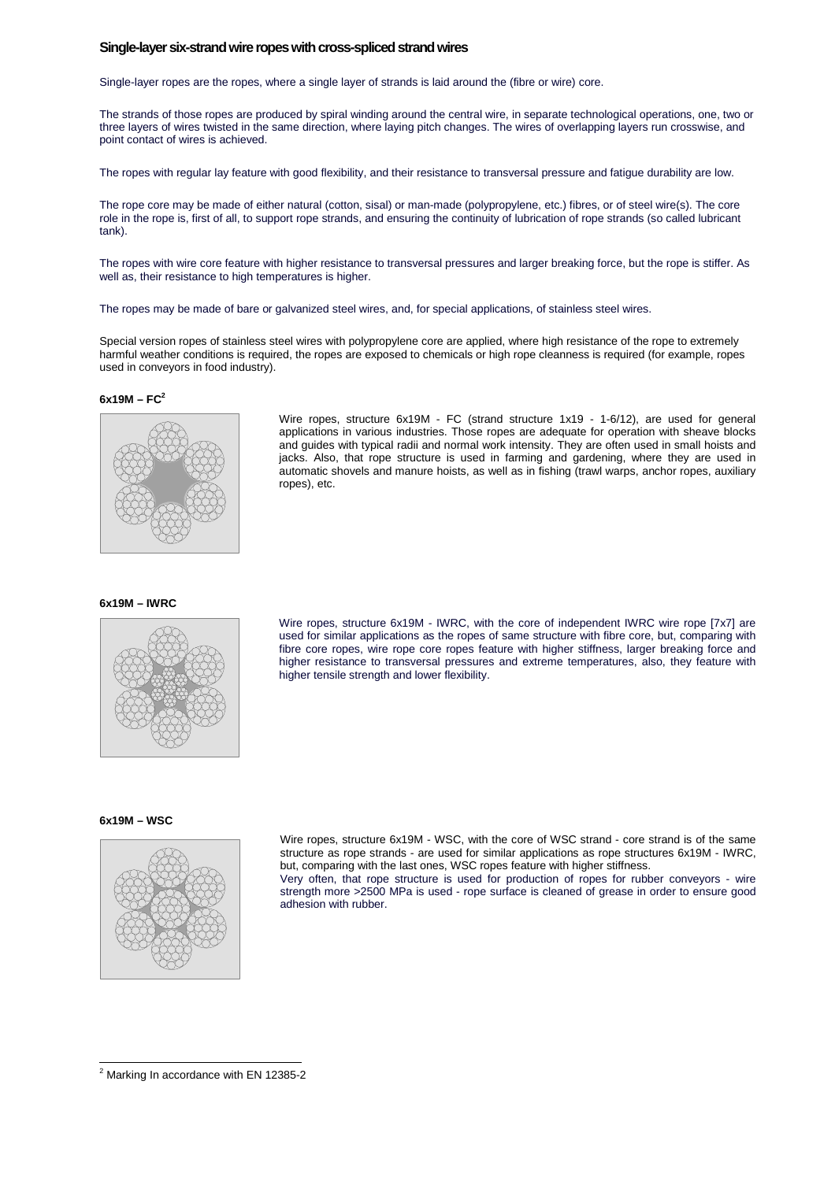### Single-layer six-strand wire ropes with cross-spliced strand wires

Single-layer ropes are the ropes, where a single layer of strands is laid around the (fibre or wire) core.

The strands of those ropes are produced by spiral winding around the central wire, in separate technological operations, one, two or three layers of wires twisted in the same direction, where laying pitch changes. The wires of overlapping layers run crosswise, and point contact of wires is achieved.

The ropes with regular lay feature with good flexibility, and their resistance to transversal pressure and fatigue durability are low.

The rope core may be made of either natural (cotton, sisal) or man-made (polypropylene, etc.) fibres, or of steel wire(s). The core role in the rope is, first of all, to support rope strands, and ensuring the continuity of lubrication of rope strands (so called lubricant tank).

The ropes with wire core feature with higher resistance to transversal pressures and larger breaking force, but the rope is stiffer. As well as, their resistance to high temperatures is higher.

The ropes may be made of bare or galvanized steel wires, and, for special applications, of stainless steel wires.

Special version ropes of stainless steel wires with polypropylene core are applied, where high resistance of the rope to extremely harmful weather conditions is required, the ropes are exposed to chemicals or high rope cleanness is required (for example, ropes used in conveyors in food industry).

#### 6x19M – FC[2]

Wire ropes, structure 6x19M - FC (strand structure 1x19 - 1-6/12), are used for general applications in various industries. Those ropes are adequate for operation with sheave blocks and guides with typical radii and normal work intensity. They are often used in small hoists and jacks. Also, that rope structure is used in farming and gardening, where they are used in automatic shovels and manure hoists, as well as in fishing (trawl warps, anchor ropes, auxiliary ropes), etc.

#### 6x19M – IWRC

Wire ropes, structure 6x19M - IWRC, with the core of independent IWRC wire rope [7x7] are used for similar applications as the ropes of same structure with fibre core, but, comparing with fibre core ropes, wire rope core ropes feature with higher stiffness, larger breaking force and higher resistance to transversal pressures and extreme temperatures, also, they feature with higher tensile strength and lower flexibility.

#### 6x19M – WSC

Wire ropes, structure 6x19M - WSC, with the core of WSC strand - core strand is of the same structure as rope strands - are used for similar applications as rope structures 6x19M - IWRC, but, comparing with the last ones, WSC ropes feature with higher stiffness.

Very often, that rope structure is used for production of ropes for rubber conveyors - wire strength more >2500 MPa is used - rope surface is cleaned of grease in order to ensure good adhesion with rubber.

---

[2] Marking In accordance with EN 12385-2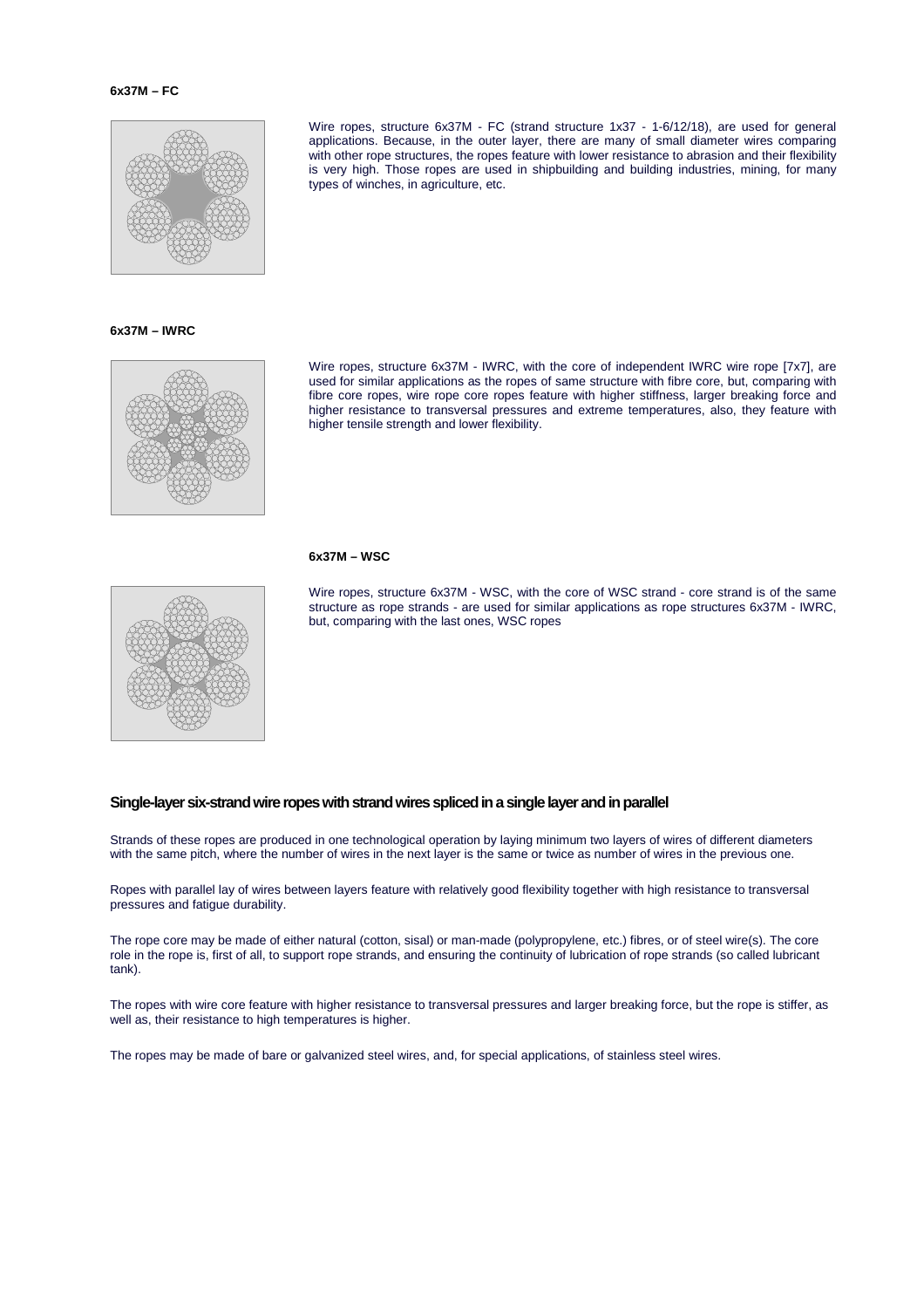**6x37M – FC**

Wire ropes, structure 6x37M - FC (strand structure 1x37 - 1-6/12/18), are used for general applications. Because, in the outer layer, there are many of small diameter wires comparing with other rope structures, the ropes feature with lower resistance to abrasion and their flexibility is very high. Those ropes are used in shipbuilding and building industries, mining, for many types of winches, in agriculture, etc.

**6x37M – IWRC**

Wire ropes, structure 6x37M - IWRC, with the core of independent IWRC wire rope [7x7], are used for similar applications as the ropes of same structure with fibre core, but, comparing with fibre core ropes, wire rope core ropes feature with higher stiffness, larger breaking force and higher resistance to transversal pressures and extreme temperatures, also, they feature with higher tensile strength and lower flexibility.

**6x37M – WSC**

Wire ropes, structure 6x37M - WSC, with the core of WSC strand - core strand is of the same structure as rope strands - are used for similar applications as rope structures 6x37M - IWRC, but, comparing with the last ones, WSC ropes

## Single-layer six-strand wire ropes with strand wires spliced in a single layer and in parallel

Strands of these ropes are produced in one technological operation by laying minimum two layers of wires of different diameters with the same pitch, where the number of wires in the next layer is the same or twice as number of wires in the previous one.

Ropes with parallel lay of wires between layers feature with relatively good flexibility together with high resistance to transversal pressures and fatigue durability.

The rope core may be made of either natural (cotton, sisal) or man-made (polypropylene, etc.) fibres, or of steel wire(s). The core role in the rope is, first of all, to support rope strands, and ensuring the continuity of lubrication of rope strands (so called lubricant tank).

The ropes with wire core feature with higher resistance to transversal pressures and larger breaking force, but the rope is stiffer, as well as, their resistance to high temperatures is higher.

The ropes may be made of bare or galvanized steel wires, and, for special applications, of stainless steel wires.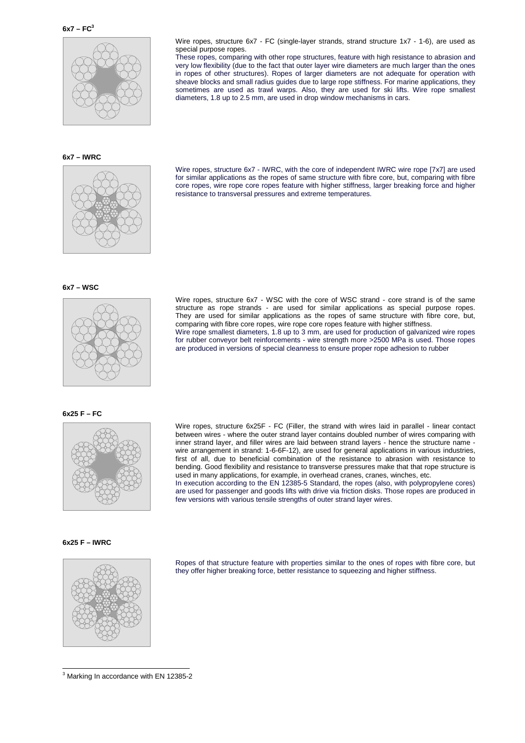### 6x7 – FC[3]

Wire ropes, structure 6x7 - FC (single-layer strands, strand structure 1x7 - 1-6), are used as special purpose ropes.

These ropes, comparing with other rope structures, feature with high resistance to abrasion and very low flexibility (due to the fact that outer layer wire diameters are much larger than the ones in ropes of other structures). Ropes of larger diameters are not adequate for operation with sheave blocks and small radius guides due to large rope stiffness. For marine applications, they sometimes are used as trawl warps. Also, they are used for ski lifts. Wire rope smallest diameters, 1.8 up to 2.5 mm, are used in drop window mechanisms in cars.

### 6x7 – IWRC

Wire ropes, structure 6x7 - IWRC, with the core of independent IWRC wire rope [7x7] are used for similar applications as the ropes of same structure with fibre core, but, comparing with fibre core ropes, wire rope core ropes feature with higher stiffness, larger breaking force and higher resistance to transversal pressures and extreme temperatures.

### 6x7 – WSC

Wire ropes, structure 6x7 - WSC with the core of WSC strand - core strand is of the same structure as rope strands - are used for similar applications as special purpose ropes. They are used for similar applications as the ropes of same structure with fibre core, but, comparing with fibre core ropes, wire rope core ropes feature with higher stiffness.

Wire rope smallest diameters, 1.8 up to 3 mm, are used for production of galvanized wire ropes for rubber conveyor belt reinforcements - wire strength more >2500 MPa is used. Those ropes are produced in versions of special cleanness to ensure proper rope adhesion to rubber

### 6x25 F – FC

Wire ropes, structure 6x25F - FC (Filler, the strand with wires laid in parallel - linear contact between wires - where the outer strand layer contains doubled number of wires comparing with inner strand layer, and filler wires are laid between strand layers - hence the structure name - wire arrangement in strand: 1-6-6F-12), are used for general applications in various industries, first of all, due to beneficial combination of the resistance to abrasion with resistance to bending. Good flexibility and resistance to transverse pressures make that that rope structure is used in many applications, for example, in overhead cranes, cranes, winches, etc.

In execution according to the EN 12385-5 Standard, the ropes (also, with polypropylene cores) are used for passenger and goods lifts with drive via friction disks. Those ropes are produced in few versions with various tensile strengths of outer strand layer wires.

### 6x25 F – IWRC

Ropes of that structure feature with properties similar to the ones of ropes with fibre core, but they offer higher breaking force, better resistance to squeezing and higher stiffness.

---

[3] Marking In accordance with EN 12385-2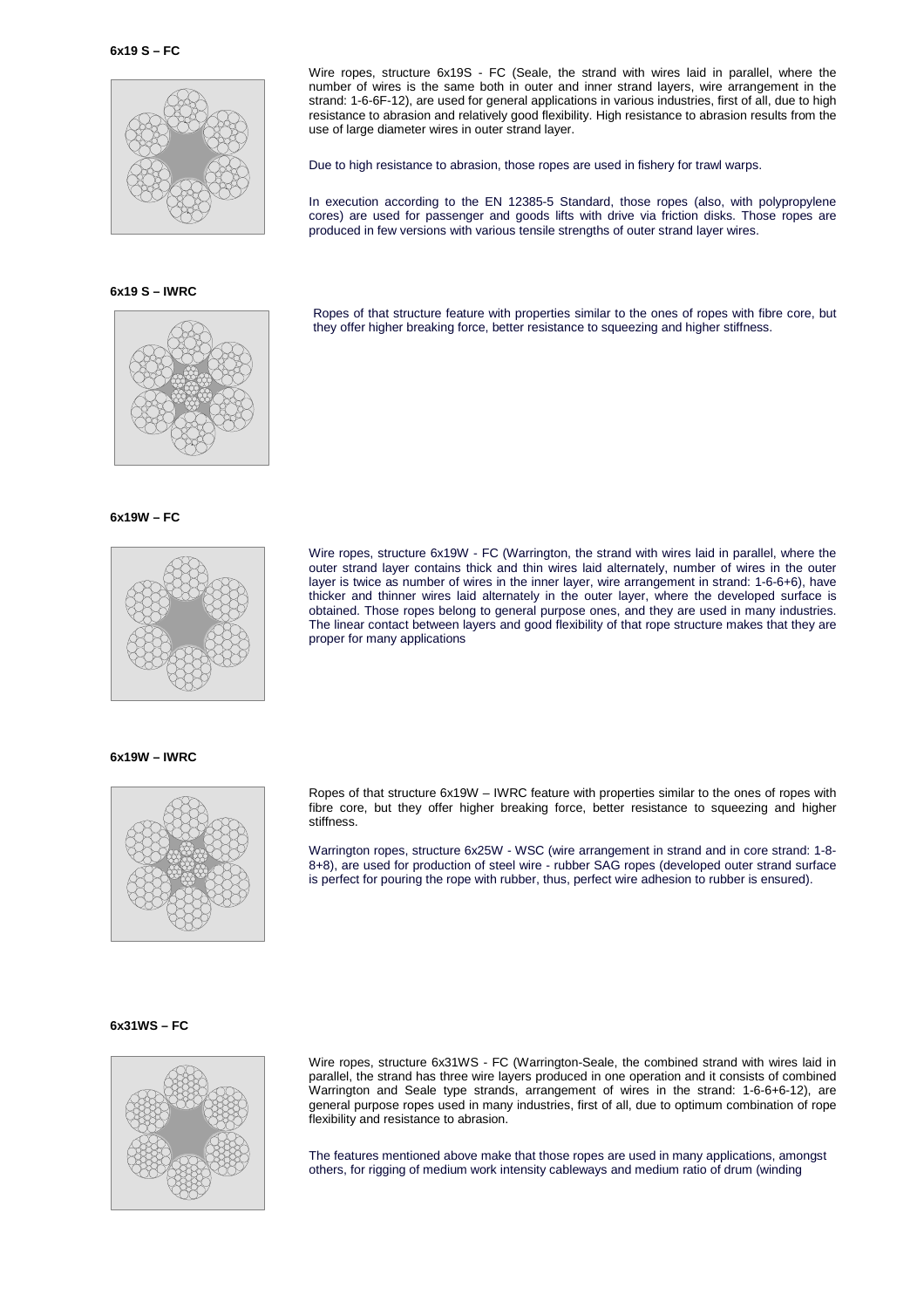**6x19 S – FC**

Wire ropes, structure 6x19S - FC (Seale, the strand with wires laid in parallel, where the number of wires is the same both in outer and inner strand layers, wire arrangement in the strand: 1-6-6F-12), are used for general applications in various industries, first of all, due to high resistance to abrasion and relatively good flexibility. High resistance to abrasion results from the use of large diameter wires in outer strand layer.

Due to high resistance to abrasion, those ropes are used in fishery for trawl warps.

In execution according to the EN 12385-5 Standard, those ropes (also, with polypropylene cores) are used for passenger and goods lifts with drive via friction disks. Those ropes are produced in few versions with various tensile strengths of outer strand layer wires.

**6x19 S – IWRC**

Ropes of that structure feature with properties similar to the ones of ropes with fibre core, but they offer higher breaking force, better resistance to squeezing and higher stiffness.

**6x19W – FC**

Wire ropes, structure 6x19W - FC (Warrington, the strand with wires laid in parallel, where the outer strand layer contains thick and thin wires laid alternately, number of wires in the outer layer is twice as number of wires in the inner layer, wire arrangement in strand: 1-6-6+6), have thicker and thinner wires laid alternately in the outer layer, where the developed surface is obtained. Those ropes belong to general purpose ones, and they are used in many industries. The linear contact between layers and good flexibility of that rope structure makes that they are proper for many applications

**6x19W – IWRC**

Ropes of that structure 6x19W – IWRC feature with properties similar to the ones of ropes with fibre core, but they offer higher breaking force, better resistance to squeezing and higher stiffness.

Warrington ropes, structure 6x25W - WSC (wire arrangement in strand and in core strand: 1-8-8+8), are used for production of steel wire - rubber SAG ropes (developed outer strand surface is perfect for pouring the rope with rubber, thus, perfect wire adhesion to rubber is ensured).

**6x31WS – FC**

Wire ropes, structure 6x31WS - FC (Warrington-Seale, the combined strand with wires laid in parallel, the strand has three wire layers produced in one operation and it consists of combined Warrington and Seale type strands, arrangement of wires in the strand: 1-6-6+6-12), are general purpose ropes used in many industries, first of all, due to optimum combination of rope flexibility and resistance to abrasion.

The features mentioned above make that those ropes are used in many applications, amongst others, for rigging of medium work intensity cableways and medium ratio of drum (winding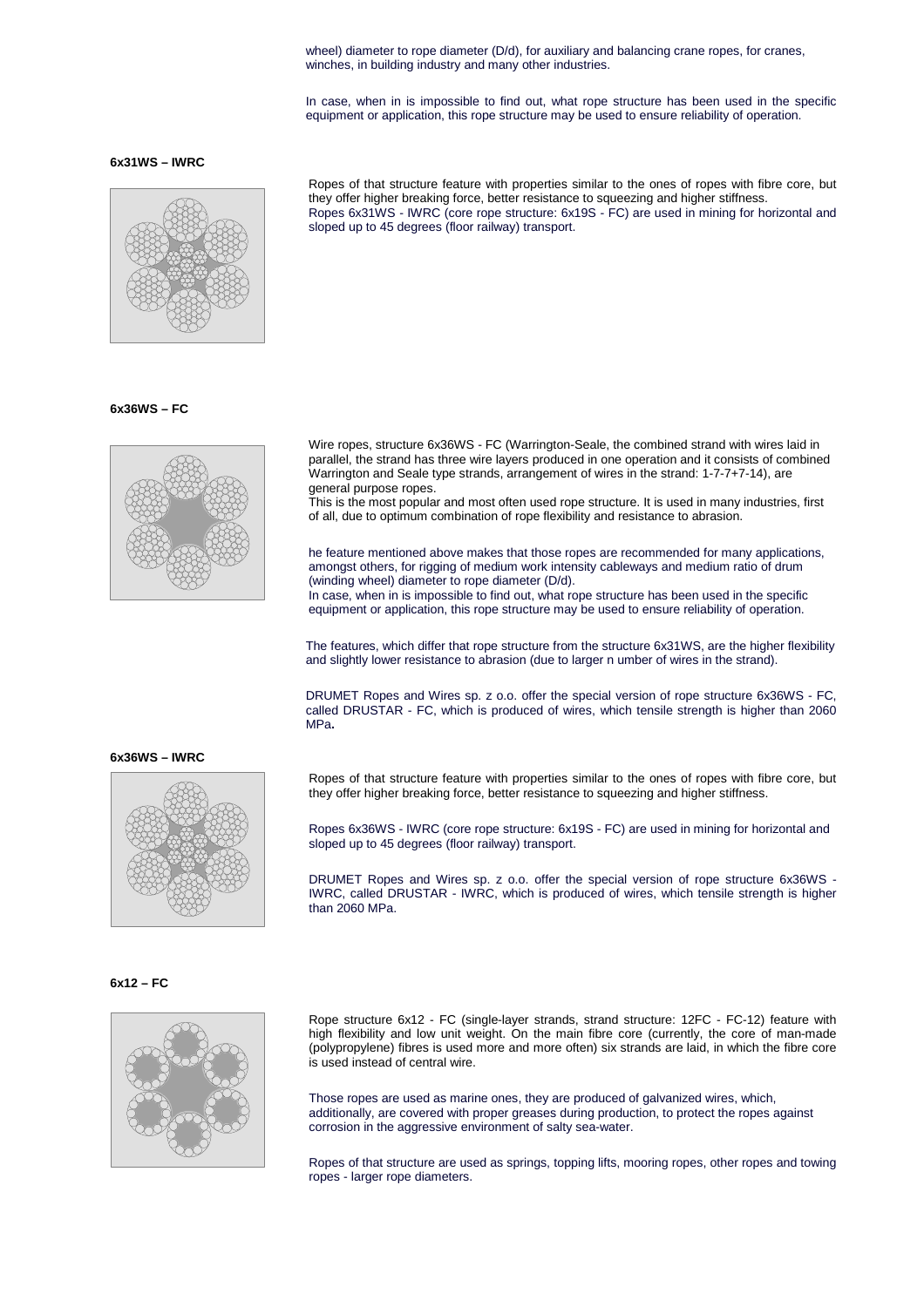wheel) diameter to rope diameter (D/d), for auxiliary and balancing crane ropes, for cranes, winches, in building industry and many other industries.

In case, when in is impossible to find out, what rope structure has been used in the specific equipment or application, this rope structure may be used to ensure reliability of operation.

**6x31WS – IWRC**

Ropes of that structure feature with properties similar to the ones of ropes with fibre core, but they offer higher breaking force, better resistance to squeezing and higher stiffness.
Ropes 6x31WS - IWRC (core rope structure: 6x19S - FC) are used in mining for horizontal and sloped up to 45 degrees (floor railway) transport.

**6x36WS – FC**

Wire ropes, structure 6x36WS - FC (Warrington-Seale, the combined strand with wires laid in parallel, the strand has three wire layers produced in one operation and it consists of combined Warrington and Seale type strands, arrangement of wires in the strand: 1-7-7+7-14), are general purpose ropes.
This is the most popular and most often used rope structure. It is used in many industries, first of all, due to optimum combination of rope flexibility and resistance to abrasion.

he feature mentioned above makes that those ropes are recommended for many applications, amongst others, for rigging of medium work intensity cableways and medium ratio of drum (winding wheel) diameter to rope diameter (D/d).
In case, when in is impossible to find out, what rope structure has been used in the specific equipment or application, this rope structure may be used to ensure reliability of operation.

The features, which differ that rope structure from the structure 6x31WS, are the higher flexibility and slightly lower resistance to abrasion (due to larger n umber of wires in the strand).

DRUMET Ropes and Wires sp. z o.o. offer the special version of rope structure 6x36WS - FC, called DRUSTAR - FC, which is produced of wires, which tensile strength is higher than 2060 MPa**.**

**6x36WS – IWRC**

Ropes of that structure feature with properties similar to the ones of ropes with fibre core, but they offer higher breaking force, better resistance to squeezing and higher stiffness.

Ropes 6x36WS - IWRC (core rope structure: 6x19S - FC) are used in mining for horizontal and sloped up to 45 degrees (floor railway) transport.

DRUMET Ropes and Wires sp. z o.o. offer the special version of rope structure 6x36WS - IWRC, called DRUSTAR - IWRC, which is produced of wires, which tensile strength is higher than 2060 MPa.

**6x12 – FC**

Rope structure 6x12 - FC (single-layer strands, strand structure: 12FC - FC-12) feature with high flexibility and low unit weight. On the main fibre core (currently, the core of man-made (polypropylene) fibres is used more and more often) six strands are laid, in which the fibre core is used instead of central wire.

Those ropes are used as marine ones, they are produced of galvanized wires, which, additionally, are covered with proper greases during production, to protect the ropes against corrosion in the aggressive environment of salty sea-water.

Ropes of that structure are used as springs, topping lifts, mooring ropes, other ropes and towing ropes - larger rope diameters.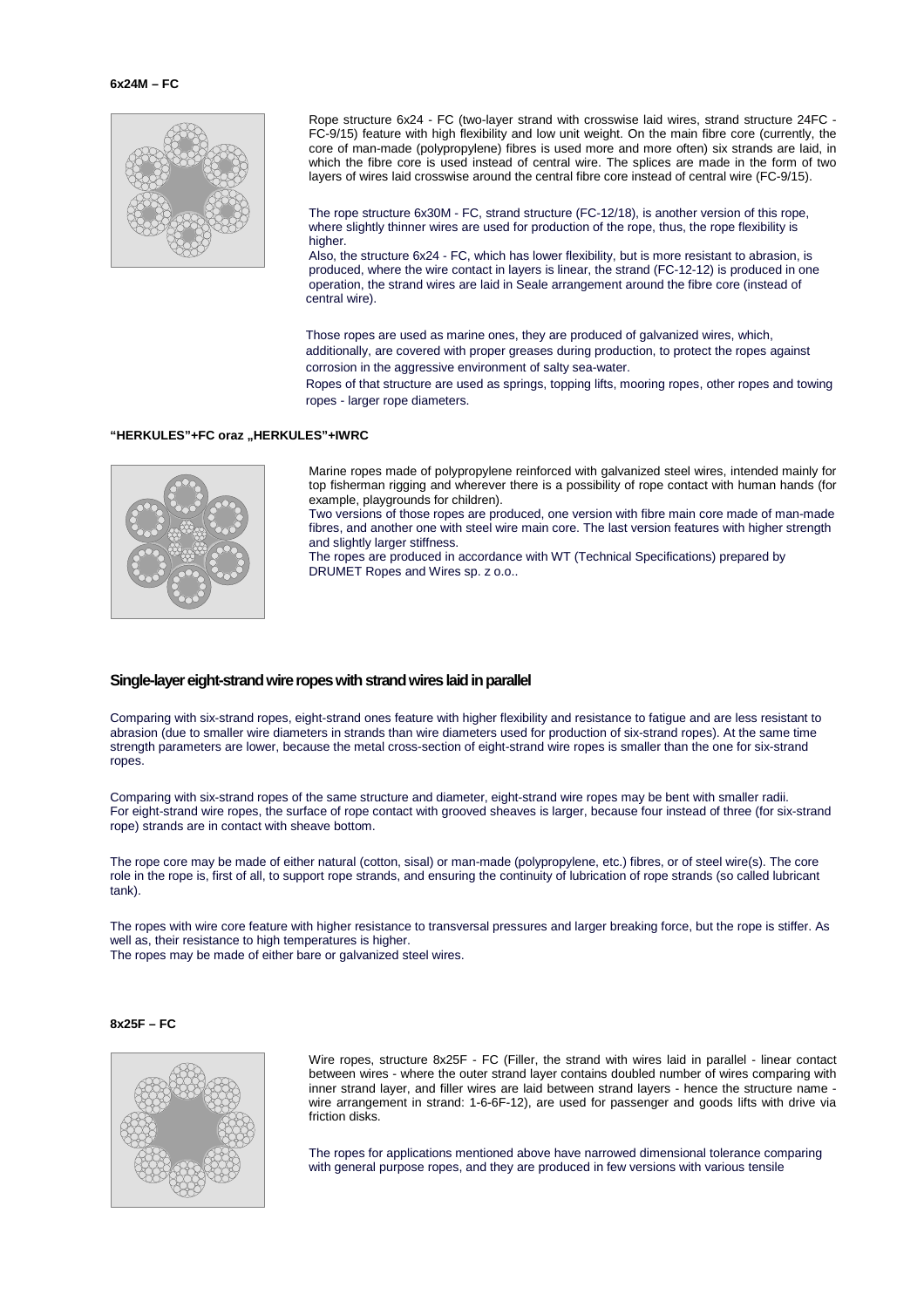**6x24M – FC**

Rope structure 6x24 - FC (two-layer strand with crosswise laid wires, strand structure 24FC - FC-9/15) feature with high flexibility and low unit weight. On the main fibre core (currently, the core of man-made (polypropylene) fibres is used more and more often) six strands are laid, in which the fibre core is used instead of central wire. The splices are made in the form of two layers of wires laid crosswise around the central fibre core instead of central wire (FC-9/15).

The rope structure 6x30M - FC, strand structure (FC-12/18), is another version of this rope, where slightly thinner wires are used for production of the rope, thus, the rope flexibility is higher.
Also, the structure 6x24 - FC, which has lower flexibility, but is more resistant to abrasion, is produced, where the wire contact in layers is linear, the strand (FC-12-12) is produced in one operation, the strand wires are laid in Seale arrangement around the fibre core (instead of central wire).

Those ropes are used as marine ones, they are produced of galvanized wires, which, additionally, are covered with proper greases during production, to protect the ropes against corrosion in the aggressive environment of salty sea-water.
Ropes of that structure are used as springs, topping lifts, mooring ropes, other ropes and towing ropes - larger rope diameters.

**"HERKULES"+FC oraz „HERKULES"+IWRC**

Marine ropes made of polypropylene reinforced with galvanized steel wires, intended mainly for top fisherman rigging and wherever there is a possibility of rope contact with human hands (for example, playgrounds for children).
Two versions of those ropes are produced, one version with fibre main core made of man-made fibres, and another one with steel wire main core. The last version features with higher strength and slightly larger stiffness.
The ropes are produced in accordance with WT (Technical Specifications) prepared by DRUMET Ropes and Wires sp. z o.o..

## Single-layer eight-strand wire ropes with strand wires laid in parallel

Comparing with six-strand ropes, eight-strand ones feature with higher flexibility and resistance to fatigue and are less resistant to abrasion (due to smaller wire diameters in strands than wire diameters used for production of six-strand ropes). At the same time strength parameters are lower, because the metal cross-section of eight-strand wire ropes is smaller than the one for six-strand ropes.

Comparing with six-strand ropes of the same structure and diameter, eight-strand wire ropes may be bent with smaller radii. For eight-strand wire ropes, the surface of rope contact with grooved sheaves is larger, because four instead of three (for six-strand rope) strands are in contact with sheave bottom.

The rope core may be made of either natural (cotton, sisal) or man-made (polypropylene, etc.) fibres, or of steel wire(s). The core role in the rope is, first of all, to support rope strands, and ensuring the continuity of lubrication of rope strands (so called lubricant tank).

The ropes with wire core feature with higher resistance to transversal pressures and larger breaking force, but the rope is stiffer. As well as, their resistance to high temperatures is higher.
The ropes may be made of either bare or galvanized steel wires.

**8x25F – FC**

Wire ropes, structure 8x25F - FC (Filler, the strand with wires laid in parallel - linear contact between wires - where the outer strand layer contains doubled number of wires comparing with inner strand layer, and filler wires are laid between strand layers - hence the structure name - wire arrangement in strand: 1-6-6F-12), are used for passenger and goods lifts with drive via friction disks.

The ropes for applications mentioned above have narrowed dimensional tolerance comparing with general purpose ropes, and they are produced in few versions with various tensile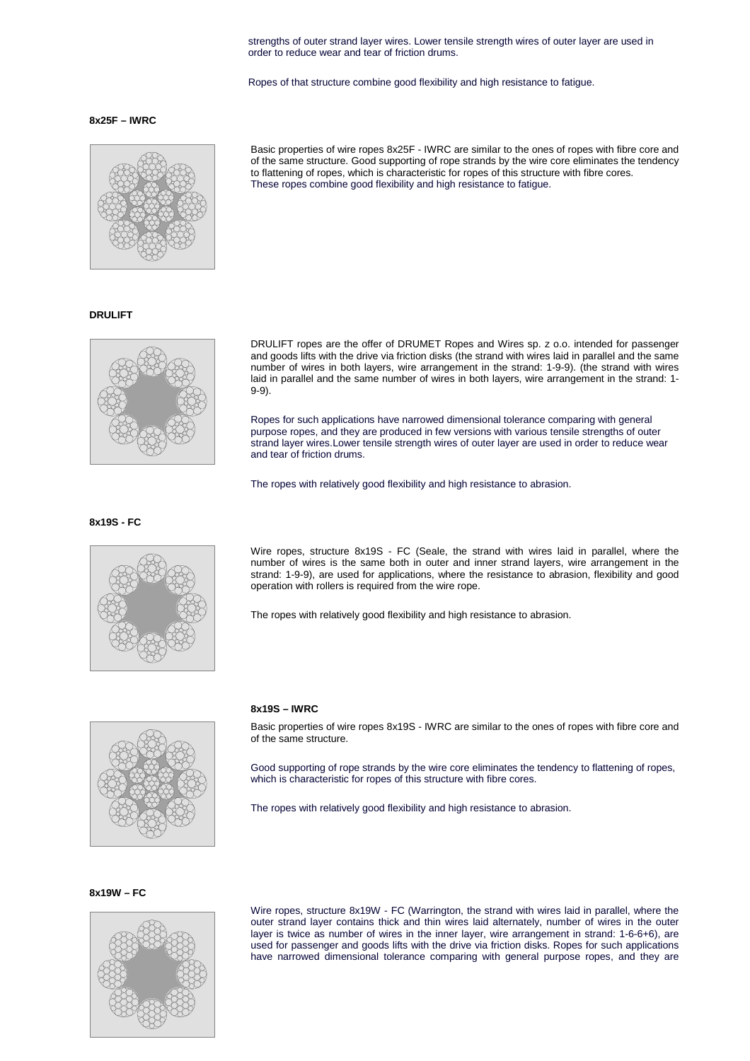strengths of outer strand layer wires. Lower tensile strength wires of outer layer are used in order to reduce wear and tear of friction drums.

Ropes of that structure combine good flexibility and high resistance to fatigue.

**8x25F – IWRC**

Basic properties of wire ropes 8x25F - IWRC are similar to the ones of ropes with fibre core and of the same structure. Good supporting of rope strands by the wire core eliminates the tendency to flattening of ropes, which is characteristic for ropes of this structure with fibre cores. These ropes combine good flexibility and high resistance to fatigue.

**DRULIFT**

DRULIFT ropes are the offer of DRUMET Ropes and Wires sp. z o.o. intended for passenger and goods lifts with the drive via friction disks (the strand with wires laid in parallel and the same number of wires in both layers, wire arrangement in the strand: 1-9-9). (the strand with wires laid in parallel and the same number of wires in both layers, wire arrangement in the strand: 1-9-9).

Ropes for such applications have narrowed dimensional tolerance comparing with general purpose ropes, and they are produced in few versions with various tensile strengths of outer strand layer wires.Lower tensile strength wires of outer layer are used in order to reduce wear and tear of friction drums.

The ropes with relatively good flexibility and high resistance to abrasion.

**8x19S - FC**

Wire ropes, structure 8x19S - FC (Seale, the strand with wires laid in parallel, where the number of wires is the same both in outer and inner strand layers, wire arrangement in the strand: 1-9-9), are used for applications, where the resistance to abrasion, flexibility and good operation with rollers is required from the wire rope.

The ropes with relatively good flexibility and high resistance to abrasion.

**8x19S – IWRC**

Basic properties of wire ropes 8x19S - IWRC are similar to the ones of ropes with fibre core and of the same structure.

Good supporting of rope strands by the wire core eliminates the tendency to flattening of ropes, which is characteristic for ropes of this structure with fibre cores.

The ropes with relatively good flexibility and high resistance to abrasion.

**8x19W – FC**

Wire ropes, structure 8x19W - FC (Warrington, the strand with wires laid in parallel, where the outer strand layer contains thick and thin wires laid alternately, number of wires in the outer layer is twice as number of wires in the inner layer, wire arrangement in strand: 1-6-6+6), are used for passenger and goods lifts with the drive via friction disks. Ropes for such applications have narrowed dimensional tolerance comparing with general purpose ropes, and they are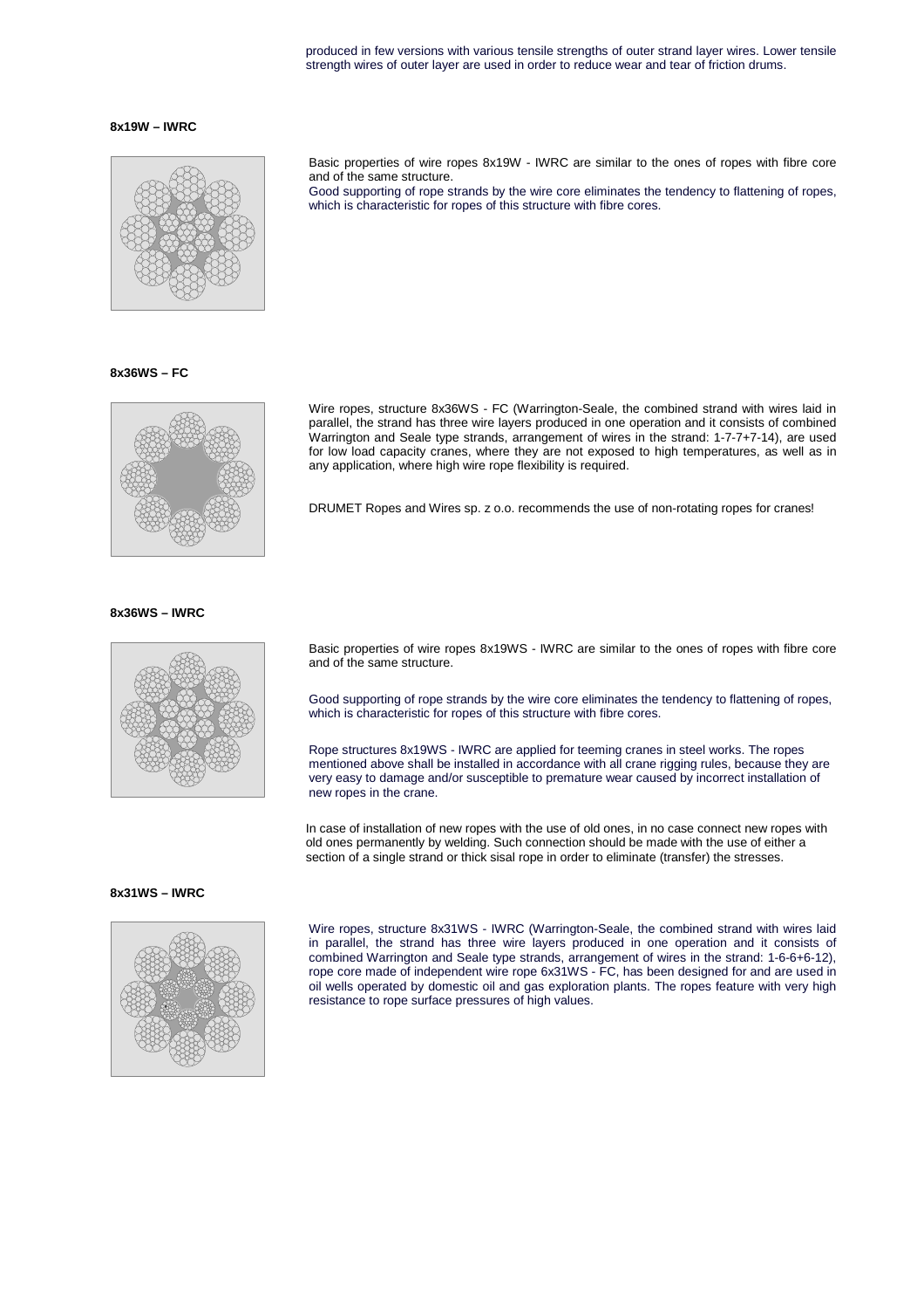produced in few versions with various tensile strengths of outer strand layer wires. Lower tensile strength wires of outer layer are used in order to reduce wear and tear of friction drums.

**8x19W – IWRC**

Basic properties of wire ropes 8x19W - IWRC are similar to the ones of ropes with fibre core and of the same structure.

Good supporting of rope strands by the wire core eliminates the tendency to flattening of ropes, which is characteristic for ropes of this structure with fibre cores.

**8x36WS – FC**

Wire ropes, structure 8x36WS - FC (Warrington-Seale, the combined strand with wires laid in parallel, the strand has three wire layers produced in one operation and it consists of combined Warrington and Seale type strands, arrangement of wires in the strand: 1-7-7+7-14), are used for low load capacity cranes, where they are not exposed to high temperatures, as well as in any application, where high wire rope flexibility is required.

DRUMET Ropes and Wires sp. z o.o. recommends the use of non-rotating ropes for cranes!

**8x36WS – IWRC**

Basic properties of wire ropes 8x19WS - IWRC are similar to the ones of ropes with fibre core and of the same structure.

Good supporting of rope strands by the wire core eliminates the tendency to flattening of ropes, which is characteristic for ropes of this structure with fibre cores.

Rope structures 8x19WS - IWRC are applied for teeming cranes in steel works. The ropes mentioned above shall be installed in accordance with all crane rigging rules, because they are very easy to damage and/or susceptible to premature wear caused by incorrect installation of new ropes in the crane.

In case of installation of new ropes with the use of old ones, in no case connect new ropes with old ones permanently by welding. Such connection should be made with the use of either a section of a single strand or thick sisal rope in order to eliminate (transfer) the stresses.

**8x31WS – IWRC**

Wire ropes, structure 8x31WS - IWRC (Warrington-Seale, the combined strand with wires laid in parallel, the strand has three wire layers produced in one operation and it consists of combined Warrington and Seale type strands, arrangement of wires in the strand: 1-6-6+6-12), rope core made of independent wire rope 6x31WS - FC, has been designed for and are used in oil wells operated by domestic oil and gas exploration plants. The ropes feature with very high resistance to rope surface pressures of high values.